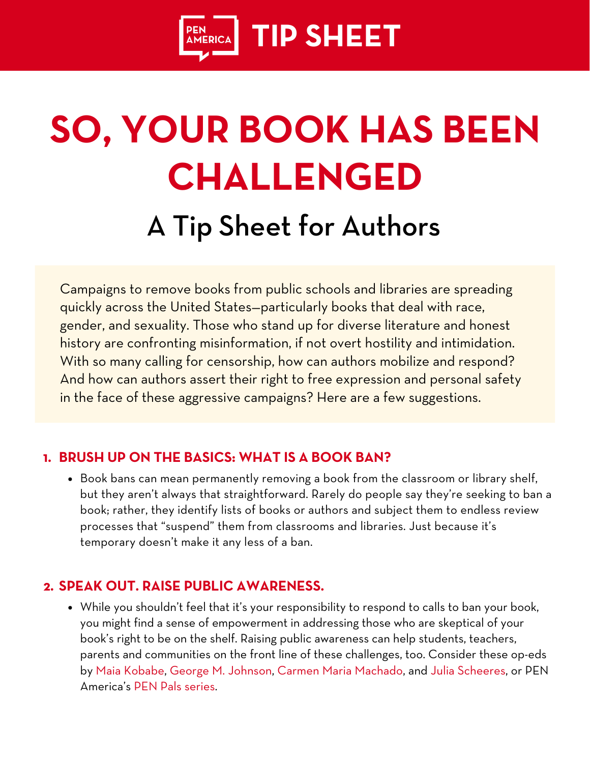PEN AMERICA **TIP SHEET**

# SO, YOUR BOOK HAS BEEN CHALLENGED

## A Tip Sheet for Authors

Campaigns to remove books from public schools and libraries are spreading quickly across the United States—particularly books that deal with race, gender, and sexuality. Those who stand up for diverse literature and honest history are confronting misinformation, if not overt hostility and intimidation. With so many calling for censorship, how can authors mobilize and respond? And how can authors assert their right to free expression and personal safety in the face of these aggressive campaigns? Here are a few suggestions.

### 1. BRUSH UP ON THE BASICS: WHAT IS A BOOK BAN?

- Book bans can mean permanently removing a book from the classroom or library shelf, but they aren't always that straightforward. Rarely do people say they're seeking to ban a book; rather, they identify lists of books or authors and subject them to endless review processes that "suspend" them from classrooms and libraries. Just because it's temporary doesn't make it any less of a ban.

### 2. SPEAK OUT. RAISE PUBLIC AWARENESS.

- While you shouldn't feel that it's your responsibility to respond to calls to ban your book, you might find a sense of empowerment in addressing those who are skeptical of your book's right to be on the shelf. Raising public awareness can help students, teachers, parents and communities on the front line of these challenges, too. Consider these op-eds by Maia Kobabe, George M. Johnson, Carmen Maria Machado, and Julia Scheeres, or PEN America's PEN Pals series.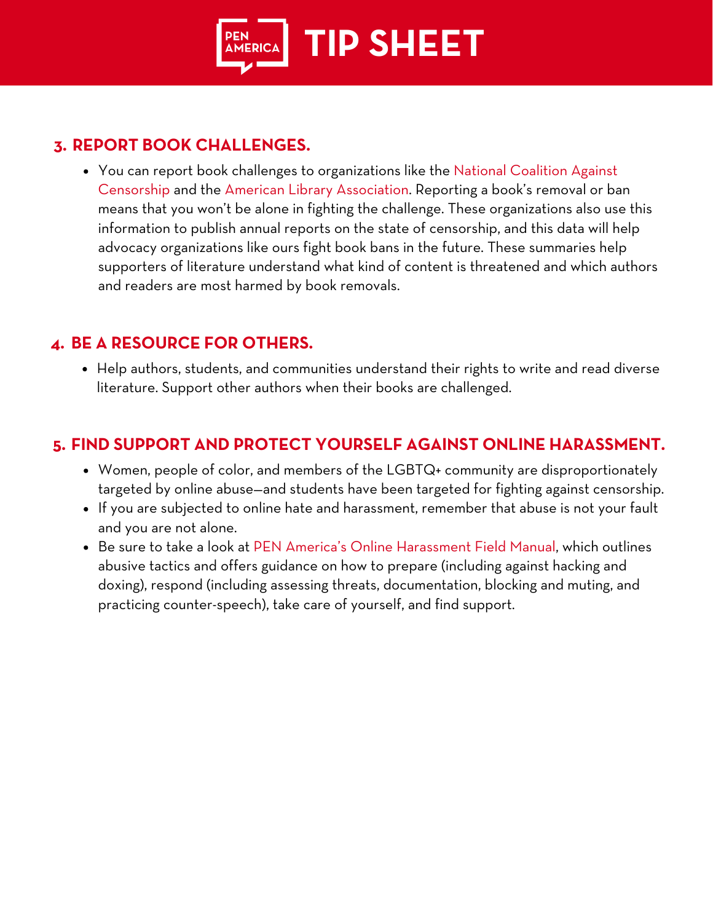# TIP SHEET

## 3. REPORT BOOK CHALLENGES.

- You can report book challenges to organizations like the National Coalition Against Censorship and the American Library Association. Reporting a book's removal or ban means that you won't be alone in fighting the challenge. These organizations also use this information to publish annual reports on the state of censorship, and this data will help advocacy organizations like ours fight book bans in the future. These summaries help supporters of literature understand what kind of content is threatened and which authors and readers are most harmed by book removals.

## 4. BE A RESOURCE FOR OTHERS.

- Help authors, students, and communities understand their rights to write and read diverse literature. Support other authors when their books are challenged.

## 5. FIND SUPPORT AND PROTECT YOURSELF AGAINST ONLINE HARASSMENT.

- Women, people of color, and members of the LGBTQ+ community are disproportionately targeted by online abuse—and students have been targeted for fighting against censorship.
- If you are subjected to online hate and harassment, remember that abuse is not your fault and you are not alone.
- Be sure to take a look at PEN America's Online Harassment Field Manual, which outlines abusive tactics and offers guidance on how to prepare (including against hacking and doxing), respond (including assessing threats, documentation, blocking and muting, and practicing counter-speech), take care of yourself, and find support.